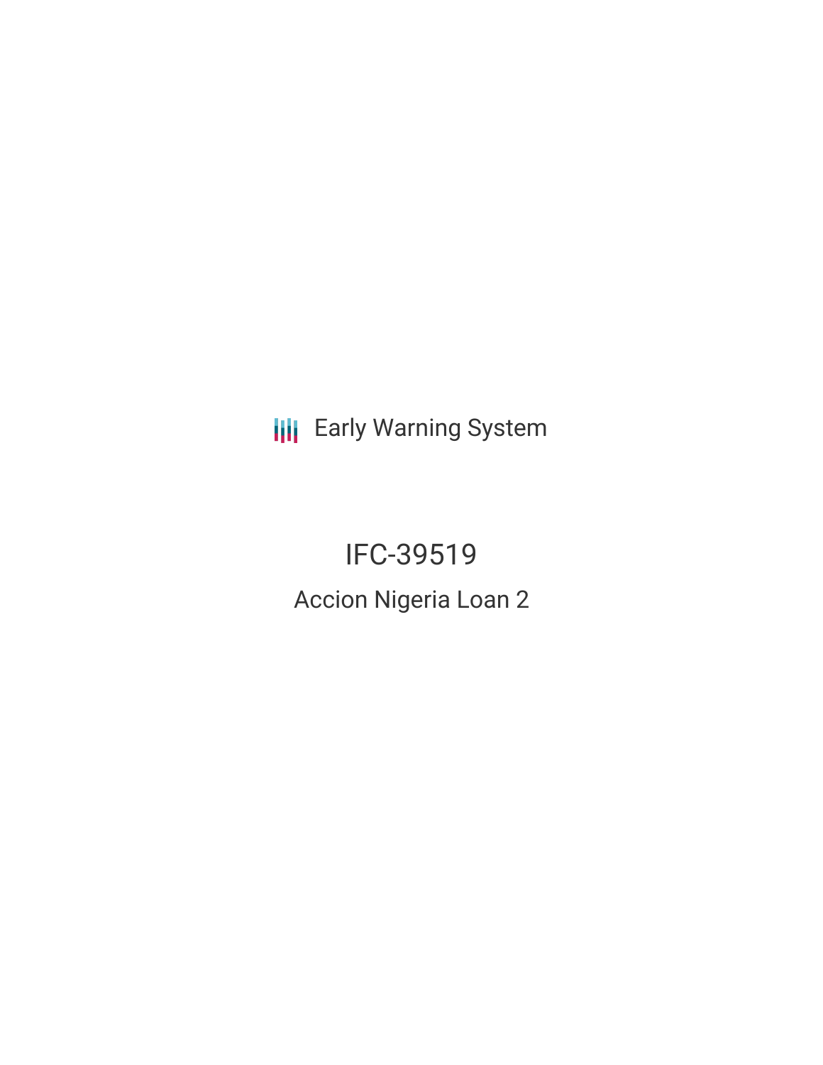Early Warning System

# IFC-39519

## Accion Nigeria Loan 2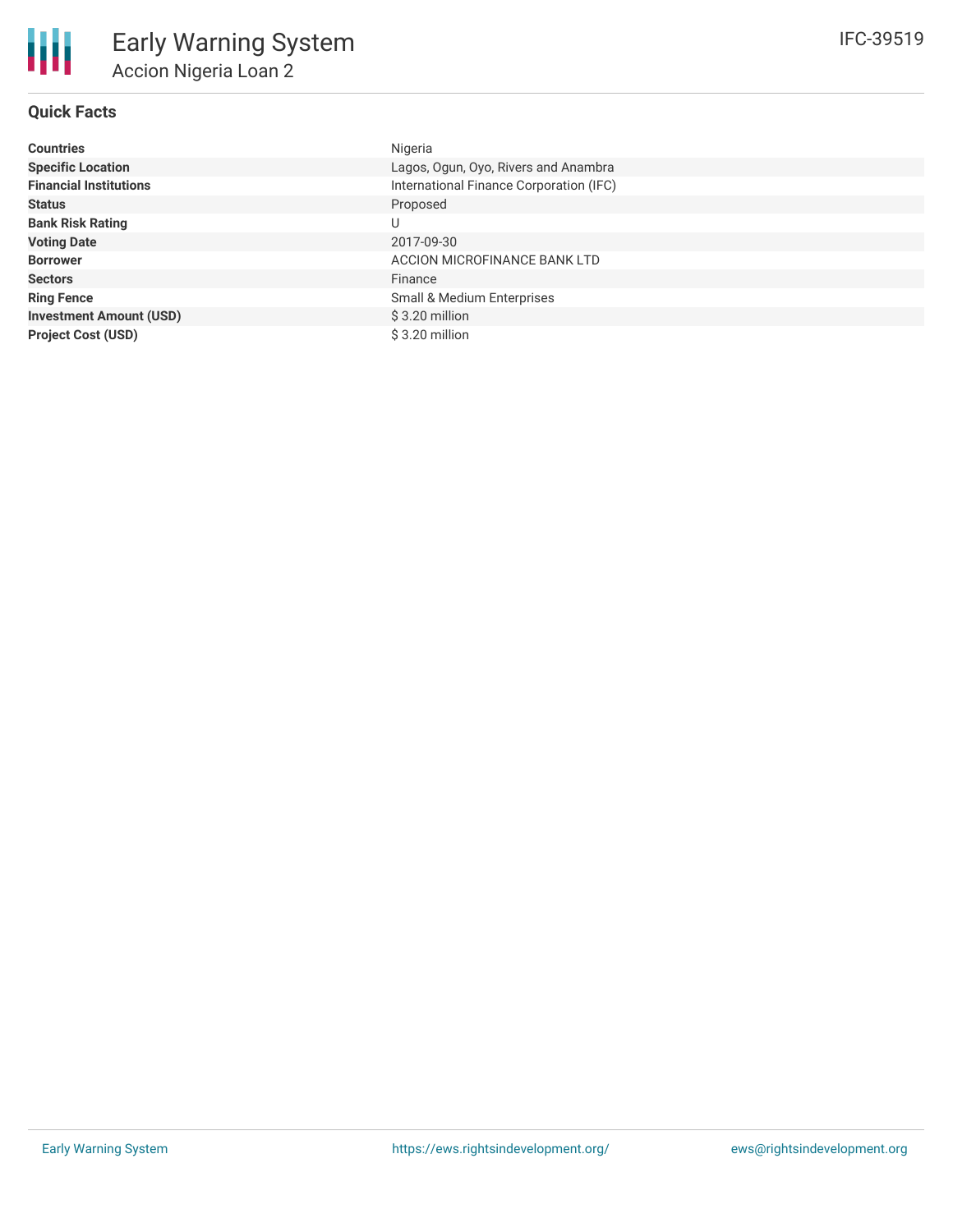# Early Warning System

## Accion Nigeria Loan 2

IFC-39519

### Quick Facts

| | |
|---|---|
| **Countries** | Nigeria |
| **Specific Location** | Lagos, Ogun, Oyo, Rivers and Anambra |
| **Financial Institutions** | International Finance Corporation (IFC) |
| **Status** | Proposed |
| **Bank Risk Rating** | U |
| **Voting Date** | 2017-09-30 |
| **Borrower** | ACCION MICROFINANCE BANK LTD |
| **Sectors** | Finance |
| **Ring Fence** | Small & Medium Enterprises |
| **Investment Amount (USD)** | $ 3.20 million |
| **Project Cost (USD)** | $ 3.20 million |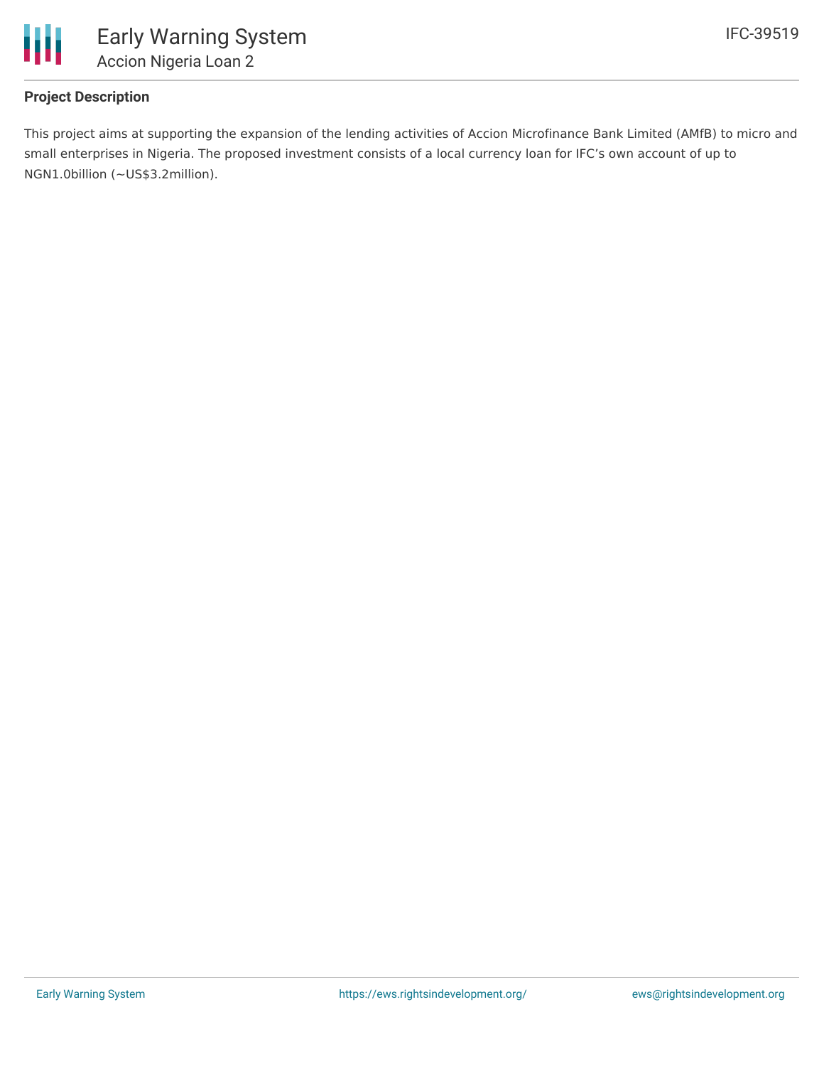## Project Description

This project aims at supporting the expansion of the lending activities of Accion Microfinance Bank Limited (AMfB) to micro and small enterprises in Nigeria. The proposed investment consists of a local currency loan for IFC's own account of up to NGN1.0billion (~US$3.2million).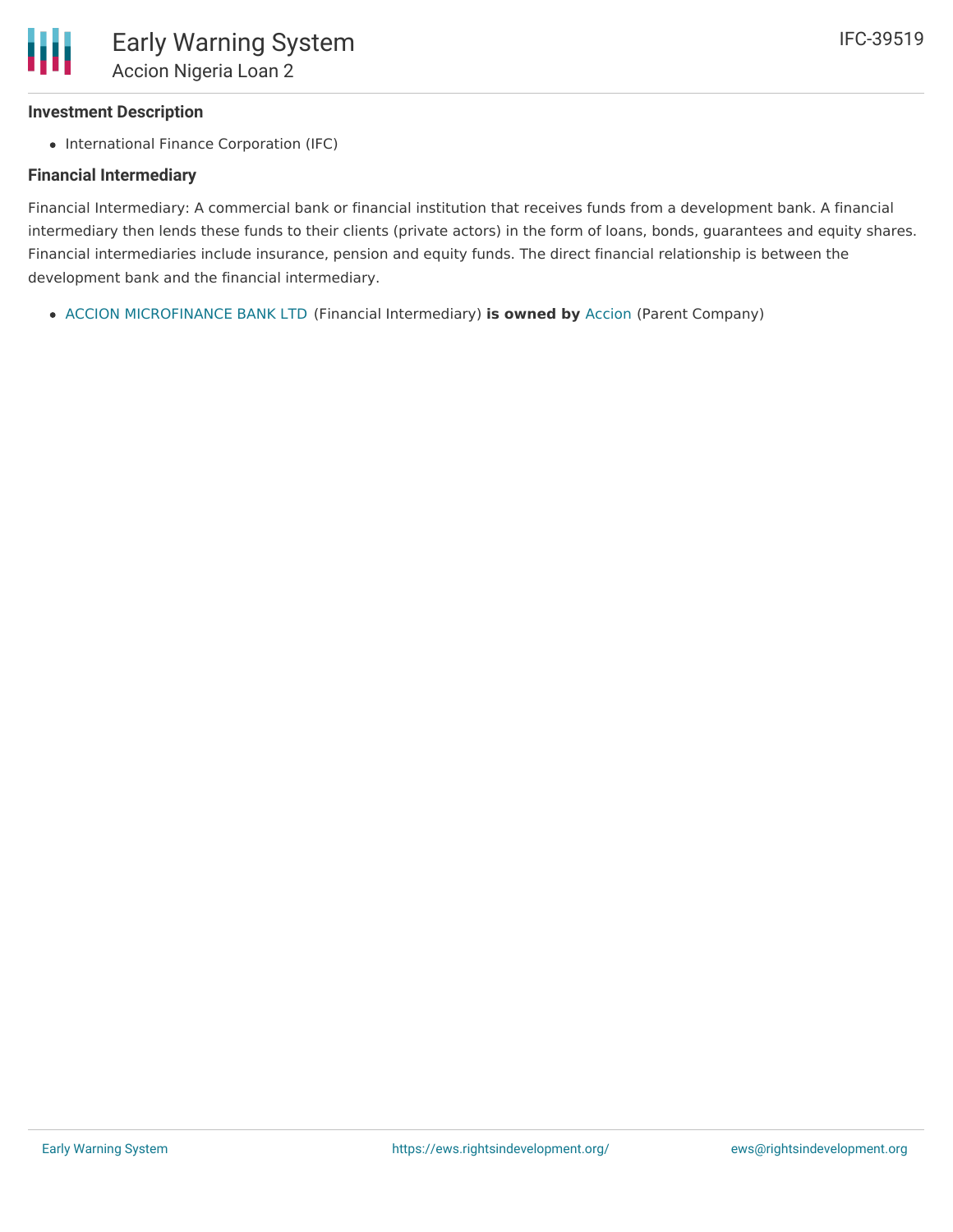### Investment Description

- International Finance Corporation (IFC)

### Financial Intermediary

Financial Intermediary: A commercial bank or financial institution that receives funds from a development bank. A financial intermediary then lends these funds to their clients (private actors) in the form of loans, bonds, guarantees and equity shares. Financial intermediaries include insurance, pension and equity funds. The direct financial relationship is between the development bank and the financial intermediary.

- ACCION MICROFINANCE BANK LTD (Financial Intermediary) **is owned by** Accion (Parent Company)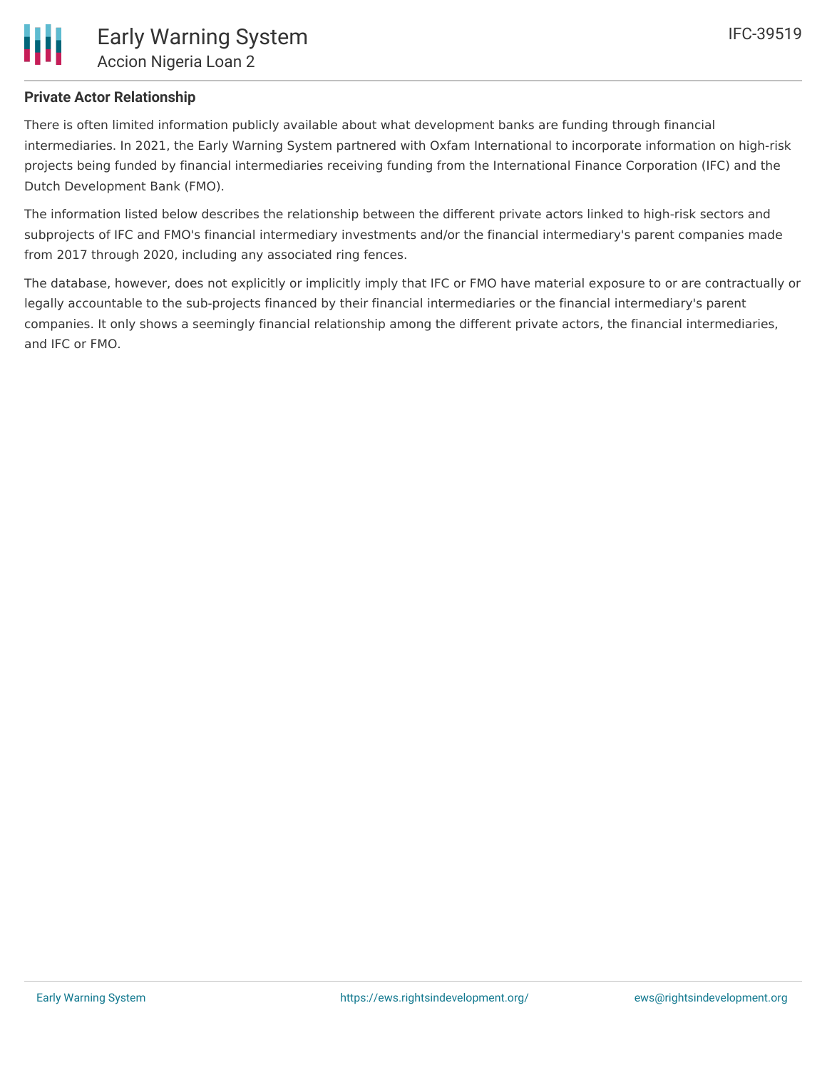**Private Actor Relationship**

There is often limited information publicly available about what development banks are funding through financial intermediaries. In 2021, the Early Warning System partnered with Oxfam International to incorporate information on high-risk projects being funded by financial intermediaries receiving funding from the International Finance Corporation (IFC) and the Dutch Development Bank (FMO).

The information listed below describes the relationship between the different private actors linked to high-risk sectors and subprojects of IFC and FMO's financial intermediary investments and/or the financial intermediary's parent companies made from 2017 through 2020, including any associated ring fences.

The database, however, does not explicitly or implicitly imply that IFC or FMO have material exposure to or are contractually or legally accountable to the sub-projects financed by their financial intermediaries or the financial intermediary's parent companies. It only shows a seemingly financial relationship among the different private actors, the financial intermediaries, and IFC or FMO.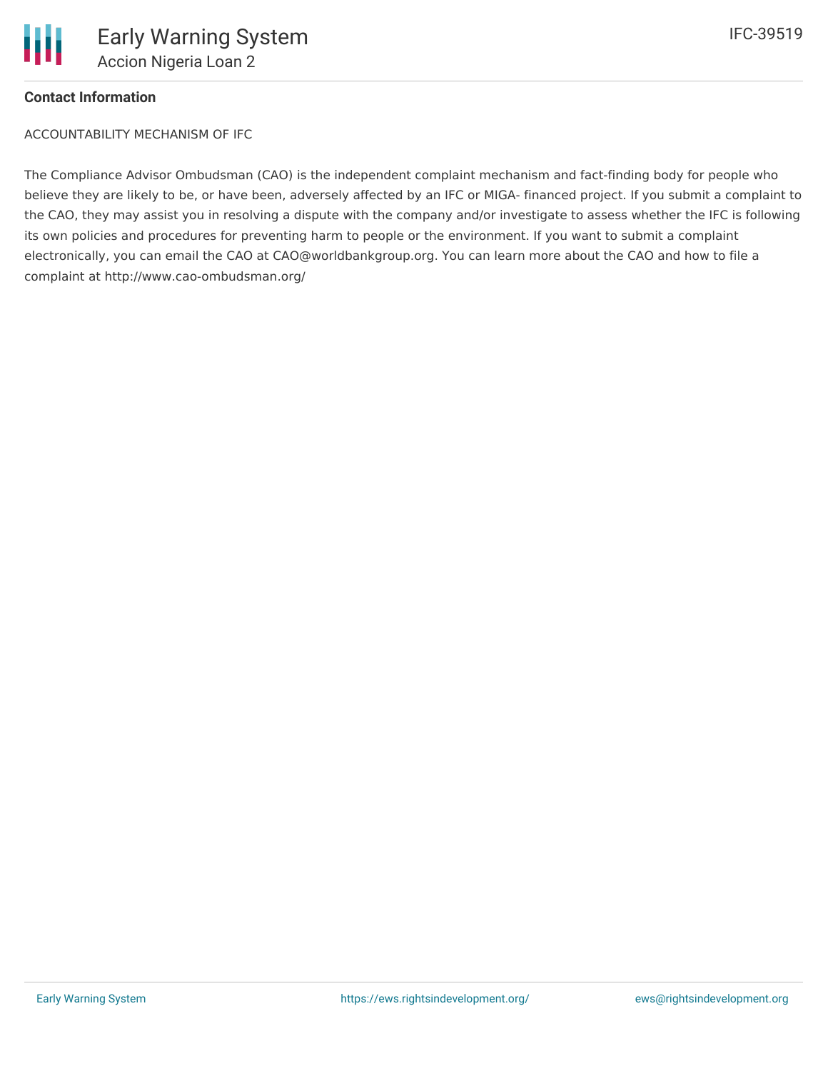**Contact Information**

ACCOUNTABILITY MECHANISM OF IFC

The Compliance Advisor Ombudsman (CAO) is the independent complaint mechanism and fact-finding body for people who believe they are likely to be, or have been, adversely affected by an IFC or MIGA- financed project. If you submit a complaint to the CAO, they may assist you in resolving a dispute with the company and/or investigate to assess whether the IFC is following its own policies and procedures for preventing harm to people or the environment. If you want to submit a complaint electronically, you can email the CAO at CAO@worldbankgroup.org. You can learn more about the CAO and how to file a complaint at http://www.cao-ombudsman.org/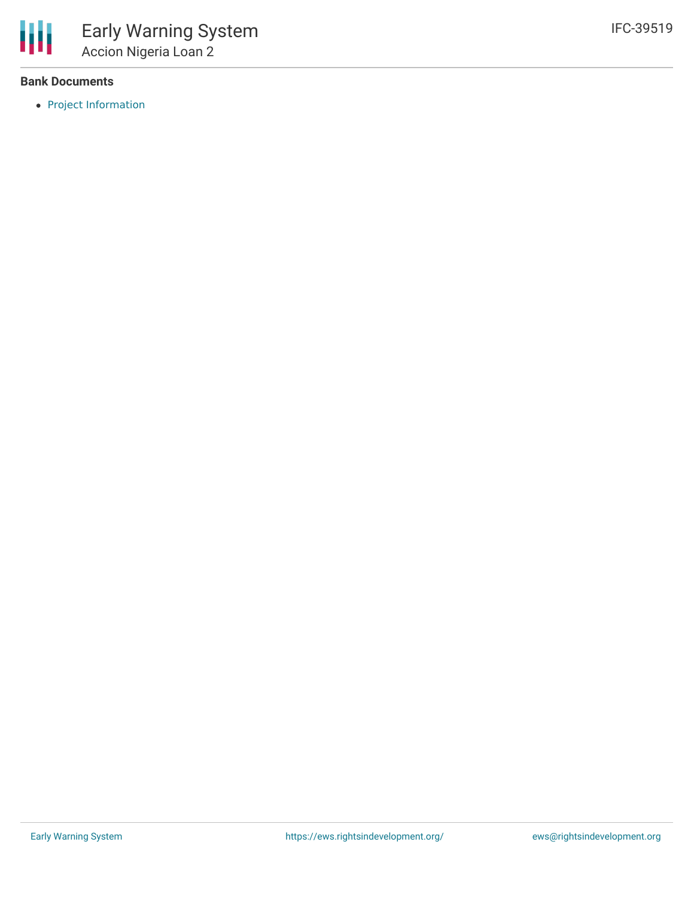**Bank Documents**

- Project Information